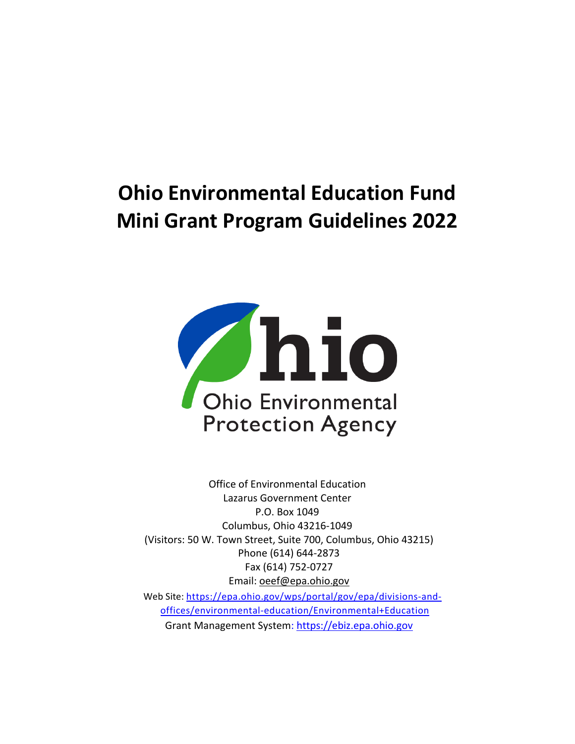# Ohio Environmental Education Fund Mini Grant Program Guidelines 2022

Ohio Environmental Protection Agency

Office of Environmental Education
Lazarus Government Center
P.O. Box 1049
Columbus, Ohio 43216-1049
(Visitors: 50 W. Town Street, Suite 700, Columbus, Ohio 43215)
Phone (614) 644-2873
Fax (614) 752-0727
Email: oeef@epa.ohio.gov
Web Site: https://epa.ohio.gov/wps/portal/gov/epa/divisions-and-offices/environmental-education/Environmental+Education
Grant Management System: https://ebiz.epa.ohio.gov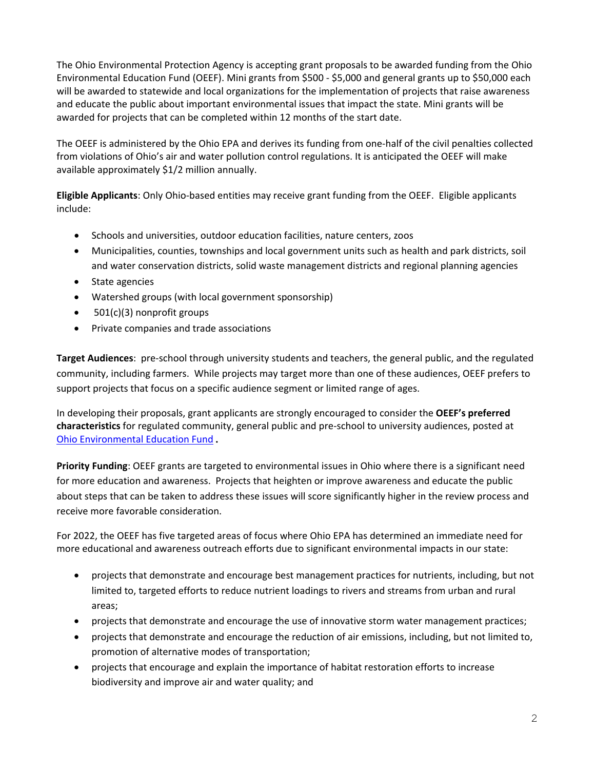The Ohio Environmental Protection Agency is accepting grant proposals to be awarded funding from the Ohio Environmental Education Fund (OEEF). Mini grants from $500 - $5,000 and general grants up to $50,000 each will be awarded to statewide and local organizations for the implementation of projects that raise awareness and educate the public about important environmental issues that impact the state. Mini grants will be awarded for projects that can be completed within 12 months of the start date.

The OEEF is administered by the Ohio EPA and derives its funding from one-half of the civil penalties collected from violations of Ohio's air and water pollution control regulations. It is anticipated the OEEF will make available approximately $1/2 million annually.

**Eligible Applicants**: Only Ohio-based entities may receive grant funding from the OEEF. Eligible applicants include:

- Schools and universities, outdoor education facilities, nature centers, zoos
- Municipalities, counties, townships and local government units such as health and park districts, soil and water conservation districts, solid waste management districts and regional planning agencies
- State agencies
- Watershed groups (with local government sponsorship)
- 501(c)(3) nonprofit groups
- Private companies and trade associations

**Target Audiences**: pre-school through university students and teachers, the general public, and the regulated community, including farmers. While projects may target more than one of these audiences, OEEF prefers to support projects that focus on a specific audience segment or limited range of ages.

In developing their proposals, grant applicants are strongly encouraged to consider the **OEEF's preferred characteristics** for regulated community, general public and pre-school to university audiences, posted at [Ohio Environmental Education Fund](Ohio Environmental Education Fund) **.**

**Priority Funding**: OEEF grants are targeted to environmental issues in Ohio where there is a significant need for more education and awareness. Projects that heighten or improve awareness and educate the public about steps that can be taken to address these issues will score significantly higher in the review process and receive more favorable consideration.

For 2022, the OEEF has five targeted areas of focus where Ohio EPA has determined an immediate need for more educational and awareness outreach efforts due to significant environmental impacts in our state:

- projects that demonstrate and encourage best management practices for nutrients, including, but not limited to, targeted efforts to reduce nutrient loadings to rivers and streams from urban and rural areas;
- projects that demonstrate and encourage the use of innovative storm water management practices;
- projects that demonstrate and encourage the reduction of air emissions, including, but not limited to, promotion of alternative modes of transportation;
- projects that encourage and explain the importance of habitat restoration efforts to increase biodiversity and improve air and water quality; and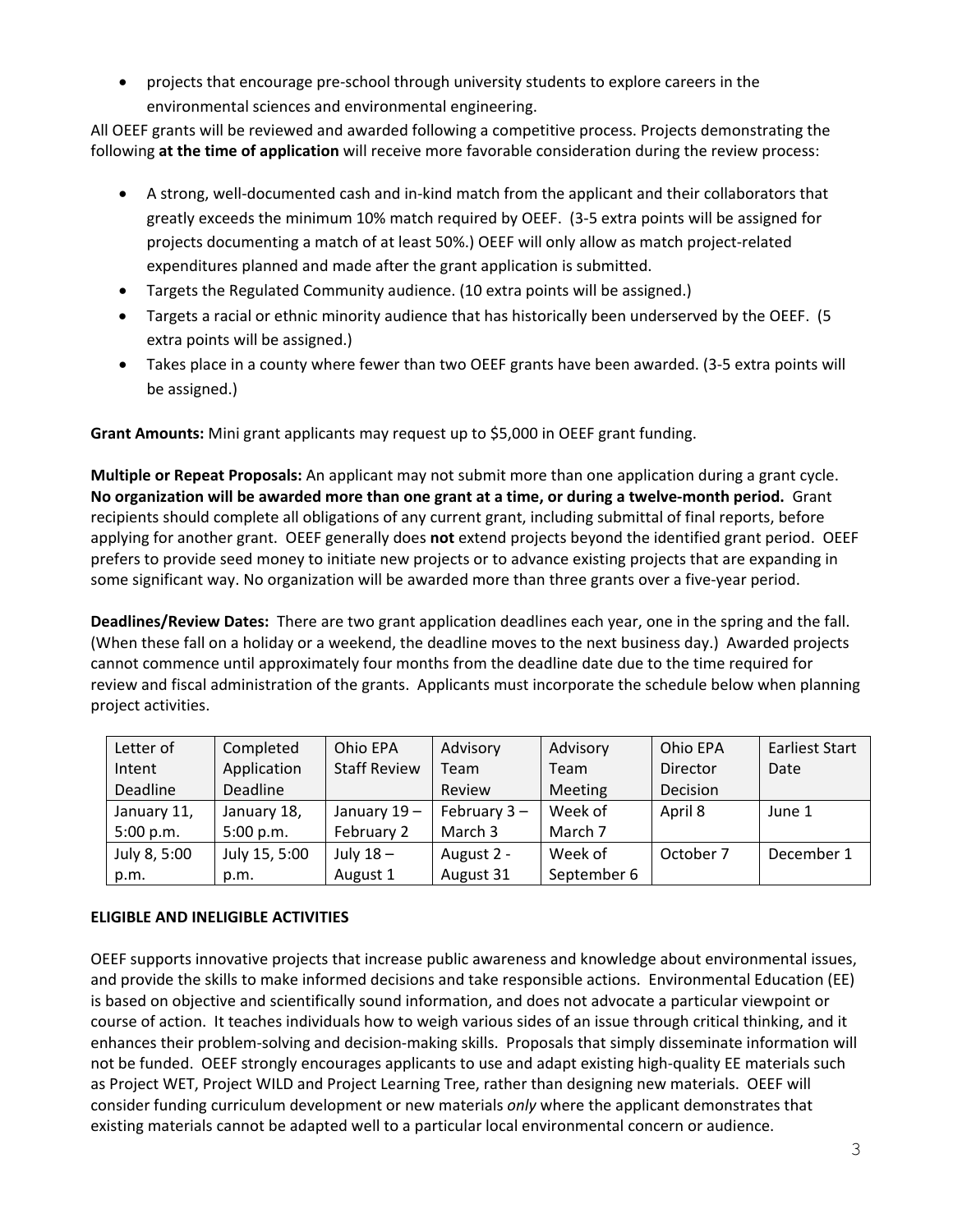- projects that encourage pre-school through university students to explore careers in the environmental sciences and environmental engineering.

All OEEF grants will be reviewed and awarded following a competitive process. Projects demonstrating the following **at the time of application** will receive more favorable consideration during the review process:

- A strong, well-documented cash and in-kind match from the applicant and their collaborators that greatly exceeds the minimum 10% match required by OEEF. (3-5 extra points will be assigned for projects documenting a match of at least 50%.) OEEF will only allow as match project-related expenditures planned and made after the grant application is submitted.
- Targets the Regulated Community audience. (10 extra points will be assigned.)
- Targets a racial or ethnic minority audience that has historically been underserved by the OEEF. (5 extra points will be assigned.)
- Takes place in a county where fewer than two OEEF grants have been awarded. (3-5 extra points will be assigned.)

**Grant Amounts:** Mini grant applicants may request up to $5,000 in OEEF grant funding.

**Multiple or Repeat Proposals:** An applicant may not submit more than one application during a grant cycle. **No organization will be awarded more than one grant at a time, or during a twelve-month period.** Grant recipients should complete all obligations of any current grant, including submittal of final reports, before applying for another grant. OEEF generally does **not** extend projects beyond the identified grant period. OEEF prefers to provide seed money to initiate new projects or to advance existing projects that are expanding in some significant way. No organization will be awarded more than three grants over a five-year period.

**Deadlines/Review Dates:** There are two grant application deadlines each year, one in the spring and the fall. (When these fall on a holiday or a weekend, the deadline moves to the next business day.) Awarded projects cannot commence until approximately four months from the deadline date due to the time required for review and fiscal administration of the grants. Applicants must incorporate the schedule below when planning project activities.

| Letter of Intent Deadline | Completed Application Deadline | Ohio EPA Staff Review | Advisory Team Review | Advisory Team Meeting | Ohio EPA Director Decision | Earliest Start Date |
|---|---|---|---|---|---|---|
| January 11, 5:00 p.m. | January 18, 5:00 p.m. | January 19 – February 2 | February 3 – March 3 | Week of March 7 | April 8 | June 1 |
| July 8, 5:00 p.m. | July 15, 5:00 p.m. | July 18 – August 1 | August 2 - August 31 | Week of September 6 | October 7 | December 1 |

**ELIGIBLE AND INELIGIBLE ACTIVITIES**

OEEF supports innovative projects that increase public awareness and knowledge about environmental issues, and provide the skills to make informed decisions and take responsible actions. Environmental Education (EE) is based on objective and scientifically sound information, and does not advocate a particular viewpoint or course of action. It teaches individuals how to weigh various sides of an issue through critical thinking, and it enhances their problem-solving and decision-making skills. Proposals that simply disseminate information will not be funded. OEEF strongly encourages applicants to use and adapt existing high-quality EE materials such as Project WET, Project WILD and Project Learning Tree, rather than designing new materials. OEEF will consider funding curriculum development or new materials *only* where the applicant demonstrates that existing materials cannot be adapted well to a particular local environmental concern or audience.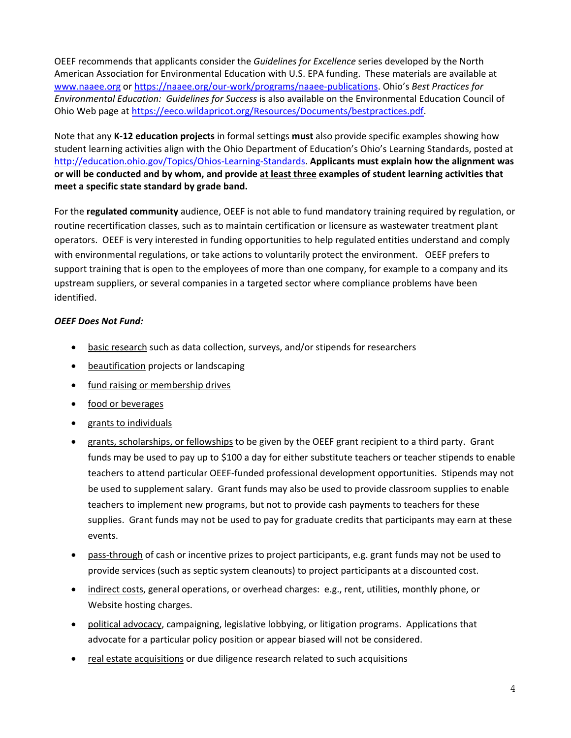OEEF recommends that applicants consider the *Guidelines for Excellence* series developed by the North American Association for Environmental Education with U.S. EPA funding. These materials are available at [www.naaee.org](www.naaee.org) or [https://naaee.org/our-work/programs/naaee-publications](https://naaee.org/our-work/programs/naaee-publications). Ohio's *Best Practices for Environmental Education: Guidelines for Success* is also available on the Environmental Education Council of Ohio Web page at [https://eeco.wildapricot.org/Resources/Documents/bestpractices.pdf](https://eeco.wildapricot.org/Resources/Documents/bestpractices.pdf).

Note that any **K-12 education projects** in formal settings **must** also provide specific examples showing how student learning activities align with the Ohio Department of Education's Ohio's Learning Standards, posted at [http://education.ohio.gov/Topics/Ohios-Learning-Standards](http://education.ohio.gov/Topics/Ohios-Learning-Standards). **Applicants must explain how the alignment was or will be conducted and by whom, and provide <u>at least three</u> examples of student learning activities that meet a specific state standard by grade band.**

For the **regulated community** audience, OEEF is not able to fund mandatory training required by regulation, or routine recertification classes, such as to maintain certification or licensure as wastewater treatment plant operators. OEEF is very interested in funding opportunities to help regulated entities understand and comply with environmental regulations, or take actions to voluntarily protect the environment. OEEF prefers to support training that is open to the employees of more than one company, for example to a company and its upstream suppliers, or several companies in a targeted sector where compliance problems have been identified.

***OEEF Does Not Fund:***

- <u>basic research</u> such as data collection, surveys, and/or stipends for researchers
- <u>beautification</u> projects or landscaping
- <u>fund raising or membership drives</u>
- <u>food or beverages</u>
- <u>grants to individuals</u>
- <u>grants, scholarships, or fellowships</u> to be given by the OEEF grant recipient to a third party. Grant funds may be used to pay up to $100 a day for either substitute teachers or teacher stipends to enable teachers to attend particular OEEF-funded professional development opportunities. Stipends may not be used to supplement salary. Grant funds may also be used to provide classroom supplies to enable teachers to implement new programs, but not to provide cash payments to teachers for these supplies. Grant funds may not be used to pay for graduate credits that participants may earn at these events.
- <u>pass-through</u> of cash or incentive prizes to project participants, e.g. grant funds may not be used to provide services (such as septic system cleanouts) to project participants at a discounted cost.
- <u>indirect costs</u>, general operations, or overhead charges: e.g., rent, utilities, monthly phone, or Website hosting charges.
- <u>political advocacy</u>, campaigning, legislative lobbying, or litigation programs. Applications that advocate for a particular policy position or appear biased will not be considered.
- <u>real estate acquisitions</u> or due diligence research related to such acquisitions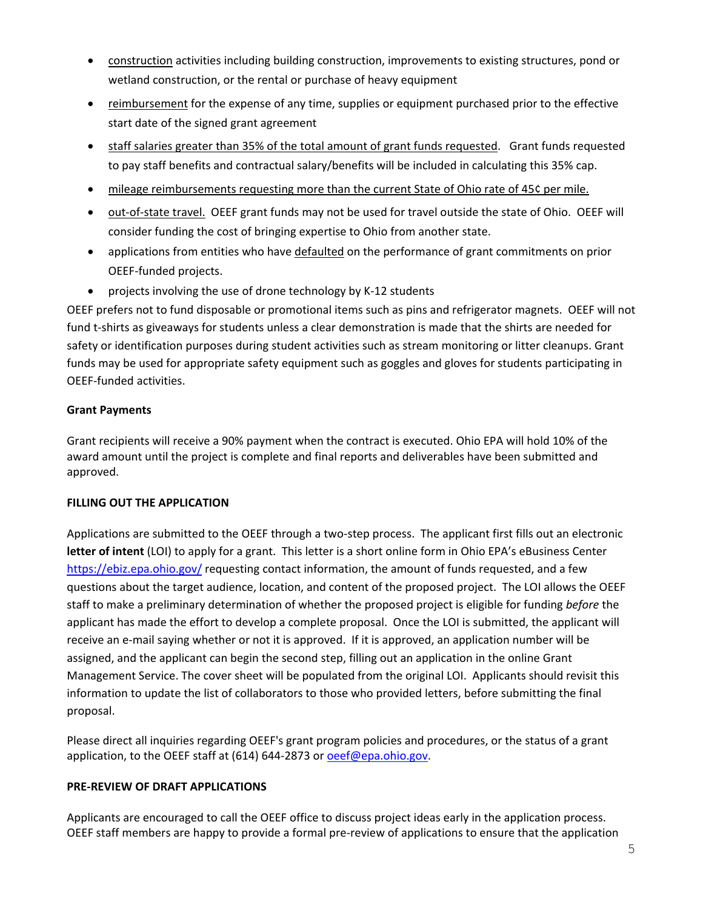- construction activities including building construction, improvements to existing structures, pond or wetland construction, or the rental or purchase of heavy equipment
- reimbursement for the expense of any time, supplies or equipment purchased prior to the effective start date of the signed grant agreement
- staff salaries greater than 35% of the total amount of grant funds requested. Grant funds requested to pay staff benefits and contractual salary/benefits will be included in calculating this 35% cap.
- mileage reimbursements requesting more than the current State of Ohio rate of 45¢ per mile.
- out-of-state travel. OEEF grant funds may not be used for travel outside the state of Ohio. OEEF will consider funding the cost of bringing expertise to Ohio from another state.
- applications from entities who have defaulted on the performance of grant commitments on prior OEEF-funded projects.
- projects involving the use of drone technology by K-12 students

OEEF prefers not to fund disposable or promotional items such as pins and refrigerator magnets. OEEF will not fund t-shirts as giveaways for students unless a clear demonstration is made that the shirts are needed for safety or identification purposes during student activities such as stream monitoring or litter cleanups. Grant funds may be used for appropriate safety equipment such as goggles and gloves for students participating in OEEF-funded activities.

**Grant Payments**

Grant recipients will receive a 90% payment when the contract is executed. Ohio EPA will hold 10% of the award amount until the project is complete and final reports and deliverables have been submitted and approved.

**FILLING OUT THE APPLICATION**

Applications are submitted to the OEEF through a two-step process. The applicant first fills out an electronic **letter of intent** (LOI) to apply for a grant. This letter is a short online form in Ohio EPA's eBusiness Center https://ebiz.epa.ohio.gov/ requesting contact information, the amount of funds requested, and a few questions about the target audience, location, and content of the proposed project. The LOI allows the OEEF staff to make a preliminary determination of whether the proposed project is eligible for funding *before* the applicant has made the effort to develop a complete proposal. Once the LOI is submitted, the applicant will receive an e-mail saying whether or not it is approved. If it is approved, an application number will be assigned, and the applicant can begin the second step, filling out an application in the online Grant Management Service. The cover sheet will be populated from the original LOI. Applicants should revisit this information to update the list of collaborators to those who provided letters, before submitting the final proposal.

Please direct all inquiries regarding OEEF's grant program policies and procedures, or the status of a grant application, to the OEEF staff at (614) 644-2873 or oeef@epa.ohio.gov.

**PRE-REVIEW OF DRAFT APPLICATIONS**

Applicants are encouraged to call the OEEF office to discuss project ideas early in the application process. OEEF staff members are happy to provide a formal pre-review of applications to ensure that the application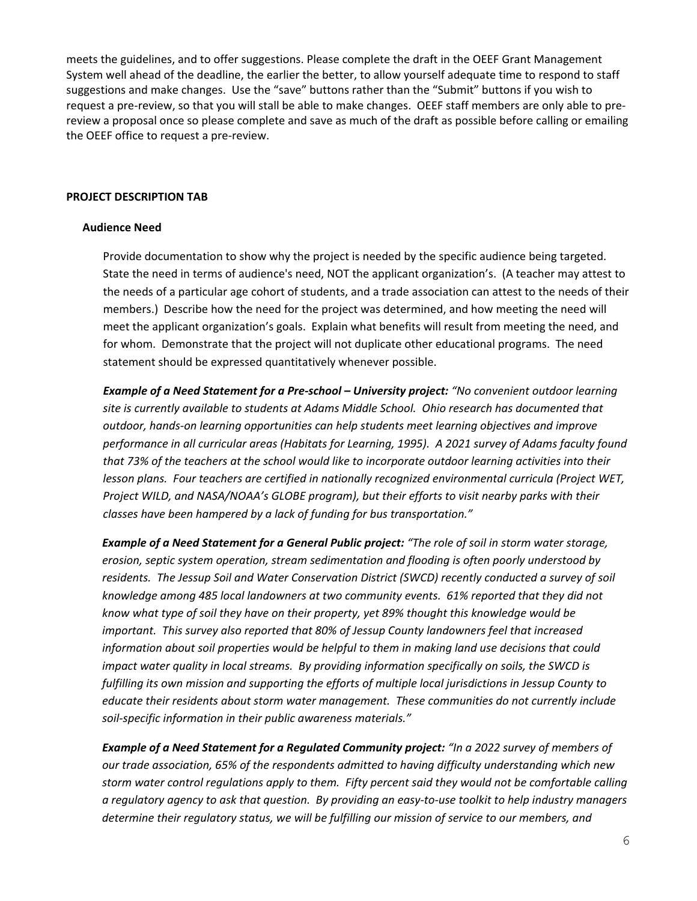meets the guidelines, and to offer suggestions. Please complete the draft in the OEEF Grant Management System well ahead of the deadline, the earlier the better, to allow yourself adequate time to respond to staff suggestions and make changes. Use the "save" buttons rather than the "Submit" buttons if you wish to request a pre-review, so that you will still be able to make changes. OEEF staff members are only able to pre-review a proposal once so please complete and save as much of the draft as possible before calling or emailing the OEEF office to request a pre-review.

## PROJECT DESCRIPTION TAB

### Audience Need

Provide documentation to show why the project is needed by the specific audience being targeted. State the need in terms of audience's need, NOT the applicant organization's. (A teacher may attest to the needs of a particular age cohort of students, and a trade association can attest to the needs of their members.) Describe how the need for the project was determined, and how meeting the need will meet the applicant organization's goals. Explain what benefits will result from meeting the need, and for whom. Demonstrate that the project will not duplicate other educational programs. The need statement should be expressed quantitatively whenever possible.

***Example of a Need Statement for a Pre-school – University project:*** *"No convenient outdoor learning site is currently available to students at Adams Middle School. Ohio research has documented that outdoor, hands-on learning opportunities can help students meet learning objectives and improve performance in all curricular areas (Habitats for Learning, 1995). A 2021 survey of Adams faculty found that 73% of the teachers at the school would like to incorporate outdoor learning activities into their lesson plans. Four teachers are certified in nationally recognized environmental curricula (Project WET, Project WILD, and NASA/NOAA's GLOBE program), but their efforts to visit nearby parks with their classes have been hampered by a lack of funding for bus transportation."*

***Example of a Need Statement for a General Public project:*** *"The role of soil in storm water storage, erosion, septic system operation, stream sedimentation and flooding is often poorly understood by residents. The Jessup Soil and Water Conservation District (SWCD) recently conducted a survey of soil knowledge among 485 local landowners at two community events. 61% reported that they did not know what type of soil they have on their property, yet 89% thought this knowledge would be important. This survey also reported that 80% of Jessup County landowners feel that increased information about soil properties would be helpful to them in making land use decisions that could impact water quality in local streams. By providing information specifically on soils, the SWCD is fulfilling its own mission and supporting the efforts of multiple local jurisdictions in Jessup County to educate their residents about storm water management. These communities do not currently include soil-specific information in their public awareness materials."*

***Example of a Need Statement for a Regulated Community project:*** *"In a 2022 survey of members of our trade association, 65% of the respondents admitted to having difficulty understanding which new storm water control regulations apply to them. Fifty percent said they would not be comfortable calling a regulatory agency to ask that question. By providing an easy-to-use toolkit to help industry managers determine their regulatory status, we will be fulfilling our mission of service to our members, and*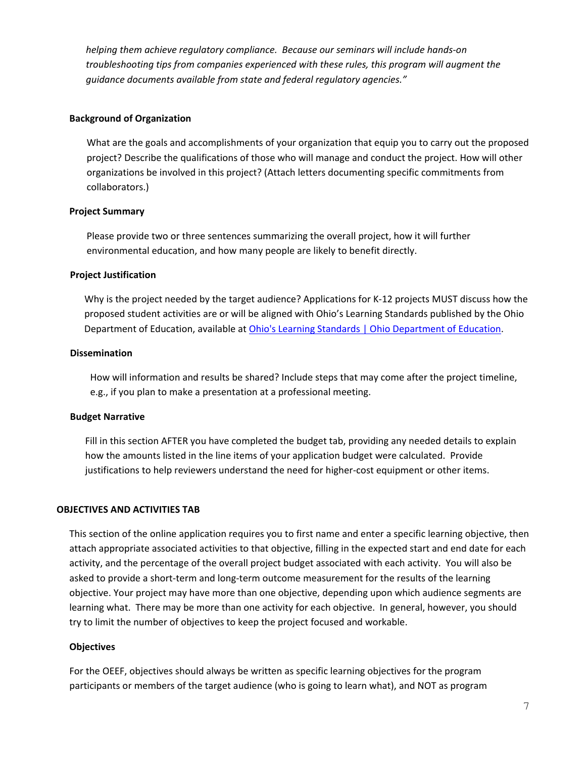*helping them achieve regulatory compliance.  Because our seminars will include hands-on troubleshooting tips from companies experienced with these rules, this program will augment the guidance documents available from state and federal regulatory agencies."*

**Background of Organization**

What are the goals and accomplishments of your organization that equip you to carry out the proposed project? Describe the qualifications of those who will manage and conduct the project. How will other organizations be involved in this project? (Attach letters documenting specific commitments from collaborators.)

**Project Summary**

Please provide two or three sentences summarizing the overall project, how it will further environmental education, and how many people are likely to benefit directly.

**Project Justification**

Why is the project needed by the target audience? Applications for K-12 projects MUST discuss how the proposed student activities are or will be aligned with Ohio's Learning Standards published by the Ohio Department of Education, available at [Ohio's Learning Standards | Ohio Department of Education]().

**Dissemination**

How will information and results be shared? Include steps that may come after the project timeline, e.g., if you plan to make a presentation at a professional meeting.

**Budget Narrative**

Fill in this section AFTER you have completed the budget tab, providing any needed details to explain how the amounts listed in the line items of your application budget were calculated.  Provide justifications to help reviewers understand the need for higher-cost equipment or other items.

## OBJECTIVES AND ACTIVITIES TAB

This section of the online application requires you to first name and enter a specific learning objective, then attach appropriate associated activities to that objective, filling in the expected start and end date for each activity, and the percentage of the overall project budget associated with each activity.  You will also be asked to provide a short-term and long-term outcome measurement for the results of the learning objective. Your project may have more than one objective, depending upon which audience segments are learning what.  There may be more than one activity for each objective.  In general, however, you should try to limit the number of objectives to keep the project focused and workable.

**Objectives**

For the OEEF, objectives should always be written as specific learning objectives for the program participants or members of the target audience (who is going to learn what), and NOT as program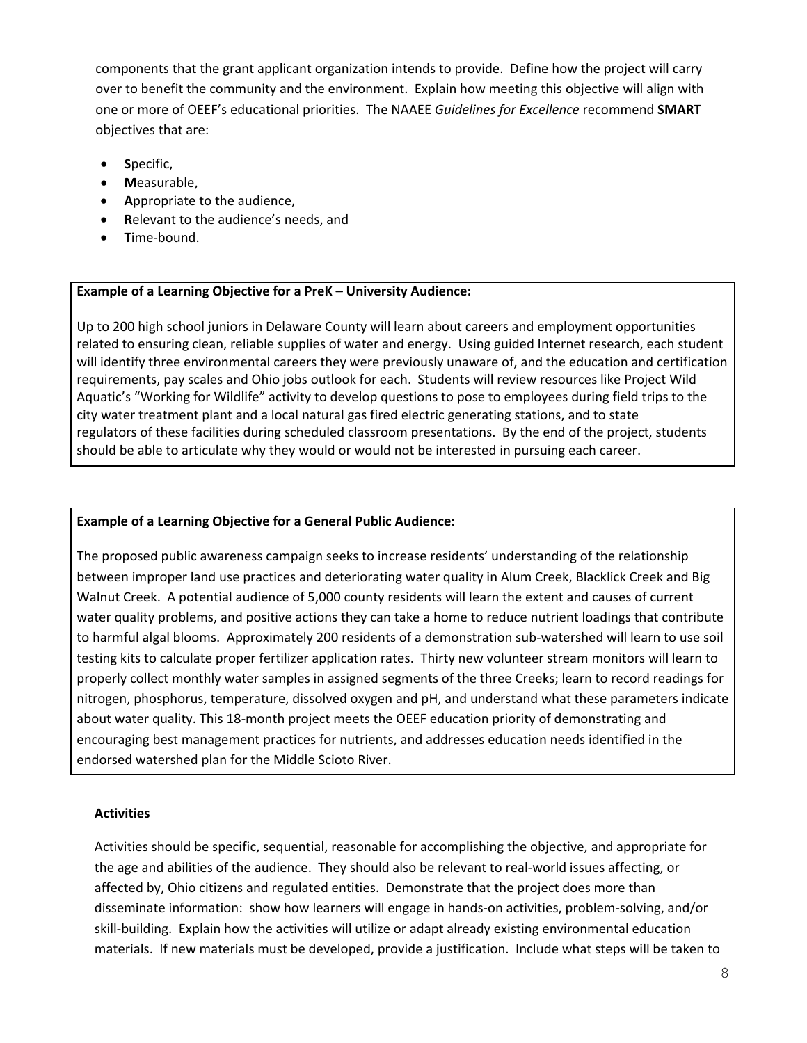components that the grant applicant organization intends to provide. Define how the project will carry over to benefit the community and the environment. Explain how meeting this objective will align with one or more of OEEF's educational priorities. The NAAEE *Guidelines for Excellence* recommend **SMART** objectives that are:

- **S**pecific,
- **M**easurable,
- **A**ppropriate to the audience,
- **R**elevant to the audience's needs, and
- **T**ime-bound.

**Example of a Learning Objective for a PreK – University Audience:**

Up to 200 high school juniors in Delaware County will learn about careers and employment opportunities related to ensuring clean, reliable supplies of water and energy. Using guided Internet research, each student will identify three environmental careers they were previously unaware of, and the education and certification requirements, pay scales and Ohio jobs outlook for each. Students will review resources like Project Wild Aquatic's "Working for Wildlife" activity to develop questions to pose to employees during field trips to the city water treatment plant and a local natural gas fired electric generating stations, and to state regulators of these facilities during scheduled classroom presentations. By the end of the project, students should be able to articulate why they would or would not be interested in pursuing each career.

**Example of a Learning Objective for a General Public Audience:**

The proposed public awareness campaign seeks to increase residents' understanding of the relationship between improper land use practices and deteriorating water quality in Alum Creek, Blacklick Creek and Big Walnut Creek. A potential audience of 5,000 county residents will learn the extent and causes of current water quality problems, and positive actions they can take a home to reduce nutrient loadings that contribute to harmful algal blooms. Approximately 200 residents of a demonstration sub-watershed will learn to use soil testing kits to calculate proper fertilizer application rates. Thirty new volunteer stream monitors will learn to properly collect monthly water samples in assigned segments of the three Creeks; learn to record readings for nitrogen, phosphorus, temperature, dissolved oxygen and pH, and understand what these parameters indicate about water quality. This 18-month project meets the OEEF education priority of demonstrating and encouraging best management practices for nutrients, and addresses education needs identified in the endorsed watershed plan for the Middle Scioto River.

**Activities**

Activities should be specific, sequential, reasonable for accomplishing the objective, and appropriate for the age and abilities of the audience. They should also be relevant to real-world issues affecting, or affected by, Ohio citizens and regulated entities. Demonstrate that the project does more than disseminate information: show how learners will engage in hands-on activities, problem-solving, and/or skill-building. Explain how the activities will utilize or adapt already existing environmental education materials. If new materials must be developed, provide a justification. Include what steps will be taken to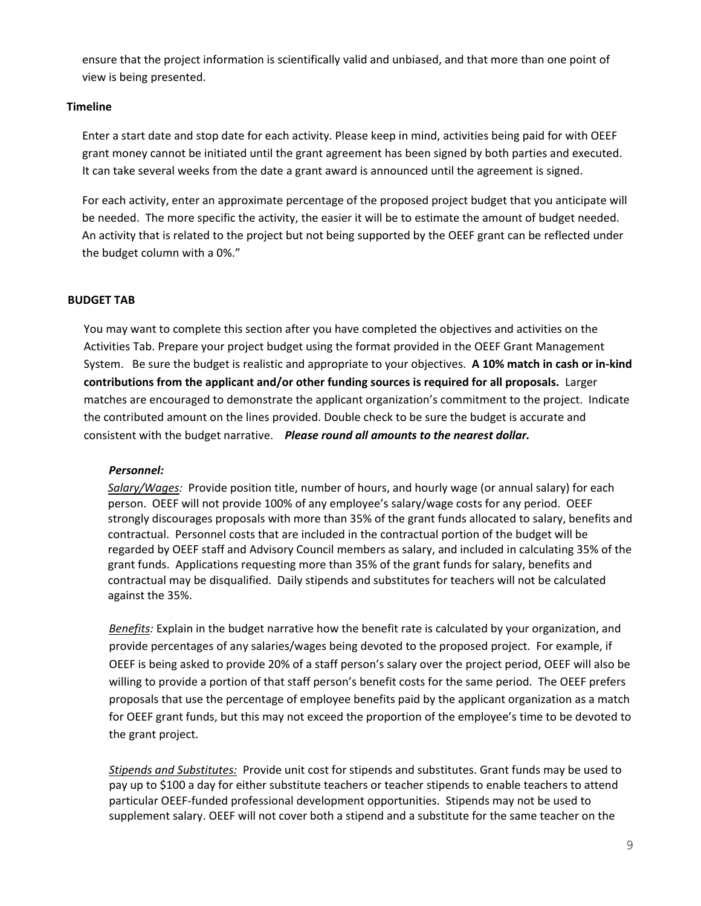ensure that the project information is scientifically valid and unbiased, and that more than one point of view is being presented.

**Timeline**

Enter a start date and stop date for each activity. Please keep in mind, activities being paid for with OEEF grant money cannot be initiated until the grant agreement has been signed by both parties and executed. It can take several weeks from the date a grant award is announced until the agreement is signed.

For each activity, enter an approximate percentage of the proposed project budget that you anticipate will be needed. The more specific the activity, the easier it will be to estimate the amount of budget needed. An activity that is related to the project but not being supported by the OEEF grant can be reflected under the budget column with a 0%."

## BUDGET TAB

You may want to complete this section after you have completed the objectives and activities on the Activities Tab. Prepare your project budget using the format provided in the OEEF Grant Management System. Be sure the budget is realistic and appropriate to your objectives. **A 10% match in cash or in-kind contributions from the applicant and/or other funding sources is required for all proposals.** Larger matches are encouraged to demonstrate the applicant organization's commitment to the project. Indicate the contributed amount on the lines provided. Double check to be sure the budget is accurate and consistent with the budget narrative. ***Please round all amounts to the nearest dollar.***

***Personnel:***

*Salary/Wages:* Provide position title, number of hours, and hourly wage (or annual salary) for each person. OEEF will not provide 100% of any employee's salary/wage costs for any period. OEEF strongly discourages proposals with more than 35% of the grant funds allocated to salary, benefits and contractual. Personnel costs that are included in the contractual portion of the budget will be regarded by OEEF staff and Advisory Council members as salary, and included in calculating 35% of the grant funds. Applications requesting more than 35% of the grant funds for salary, benefits and contractual may be disqualified. Daily stipends and substitutes for teachers will not be calculated against the 35%.

*Benefits:* Explain in the budget narrative how the benefit rate is calculated by your organization, and provide percentages of any salaries/wages being devoted to the proposed project. For example, if OEEF is being asked to provide 20% of a staff person's salary over the project period, OEEF will also be willing to provide a portion of that staff person's benefit costs for the same period. The OEEF prefers proposals that use the percentage of employee benefits paid by the applicant organization as a match for OEEF grant funds, but this may not exceed the proportion of the employee's time to be devoted to the grant project.

*Stipends and Substitutes:* Provide unit cost for stipends and substitutes. Grant funds may be used to pay up to $100 a day for either substitute teachers or teacher stipends to enable teachers to attend particular OEEF-funded professional development opportunities. Stipends may not be used to supplement salary. OEEF will not cover both a stipend and a substitute for the same teacher on the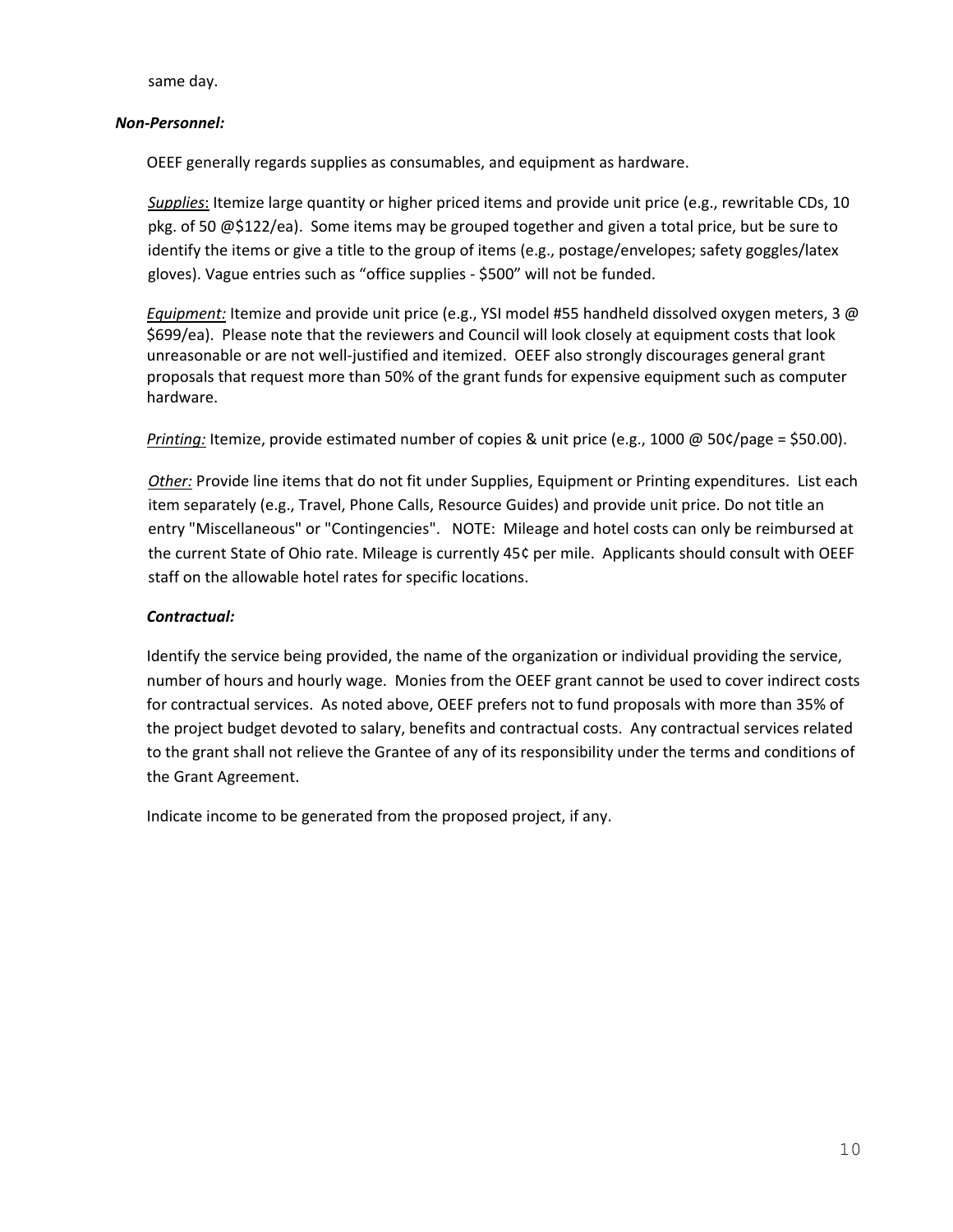same day.

***Non-Personnel:***

OEEF generally regards supplies as consumables, and equipment as hardware.

*Supplies*: Itemize large quantity or higher priced items and provide unit price (e.g., rewritable CDs, 10 pkg. of 50 @$122/ea). Some items may be grouped together and given a total price, but be sure to identify the items or give a title to the group of items (e.g., postage/envelopes; safety goggles/latex gloves). Vague entries such as "office supplies - $500" will not be funded.

*Equipment:* Itemize and provide unit price (e.g., YSI model #55 handheld dissolved oxygen meters, 3 @ $699/ea). Please note that the reviewers and Council will look closely at equipment costs that look unreasonable or are not well-justified and itemized. OEEF also strongly discourages general grant proposals that request more than 50% of the grant funds for expensive equipment such as computer hardware.

*Printing:* Itemize, provide estimated number of copies & unit price (e.g., 1000 @ 50¢/page = $50.00).

*Other:* Provide line items that do not fit under Supplies, Equipment or Printing expenditures. List each item separately (e.g., Travel, Phone Calls, Resource Guides) and provide unit price. Do not title an entry "Miscellaneous" or "Contingencies". NOTE: Mileage and hotel costs can only be reimbursed at the current State of Ohio rate. Mileage is currently 45¢ per mile. Applicants should consult with OEEF staff on the allowable hotel rates for specific locations.

***Contractual:***

Identify the service being provided, the name of the organization or individual providing the service, number of hours and hourly wage. Monies from the OEEF grant cannot be used to cover indirect costs for contractual services. As noted above, OEEF prefers not to fund proposals with more than 35% of the project budget devoted to salary, benefits and contractual costs. Any contractual services related to the grant shall not relieve the Grantee of any of its responsibility under the terms and conditions of the Grant Agreement.

Indicate income to be generated from the proposed project, if any.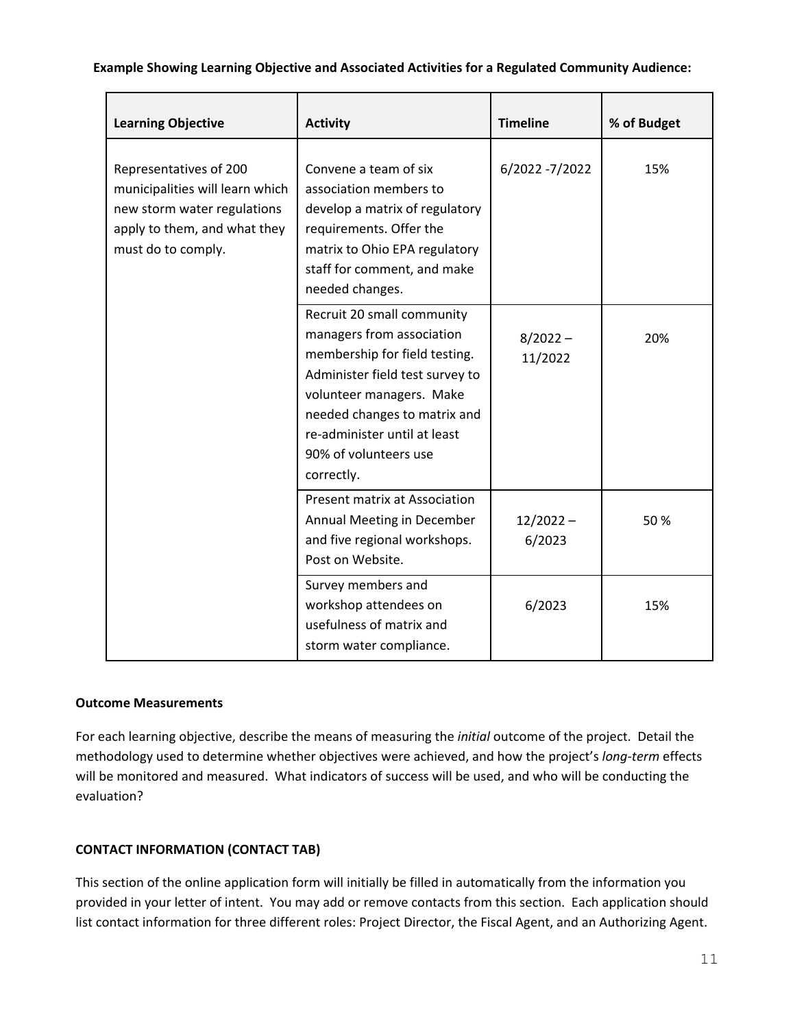**Example Showing Learning Objective and Associated Activities for a Regulated Community Audience:**

| Learning Objective | Activity | Timeline | % of Budget |
|---|---|---|---|
| Representatives of 200 municipalities will learn which new storm water regulations apply to them, and what they must do to comply. | Convene a team of six association members to develop a matrix of regulatory requirements. Offer the matrix to Ohio EPA regulatory staff for comment, and make needed changes. | 6/2022 -7/2022 | 15% |
| | Recruit 20 small community managers from association membership for field testing. Administer field test survey to volunteer managers. Make needed changes to matrix and re-administer until at least 90% of volunteers use correctly. | 8/2022 – 11/2022 | 20% |
| | Present matrix at Association Annual Meeting in December and five regional workshops. Post on Website. | 12/2022 – 6/2023 | 50 % |
| | Survey members and workshop attendees on usefulness of matrix and storm water compliance. | 6/2023 | 15% |

**Outcome Measurements**

For each learning objective, describe the means of measuring the *initial* outcome of the project. Detail the methodology used to determine whether objectives were achieved, and how the project's *long-term* effects will be monitored and measured. What indicators of success will be used, and who will be conducting the evaluation?

**CONTACT INFORMATION (CONTACT TAB)**

This section of the online application form will initially be filled in automatically from the information you provided in your letter of intent. You may add or remove contacts from this section. Each application should list contact information for three different roles: Project Director, the Fiscal Agent, and an Authorizing Agent.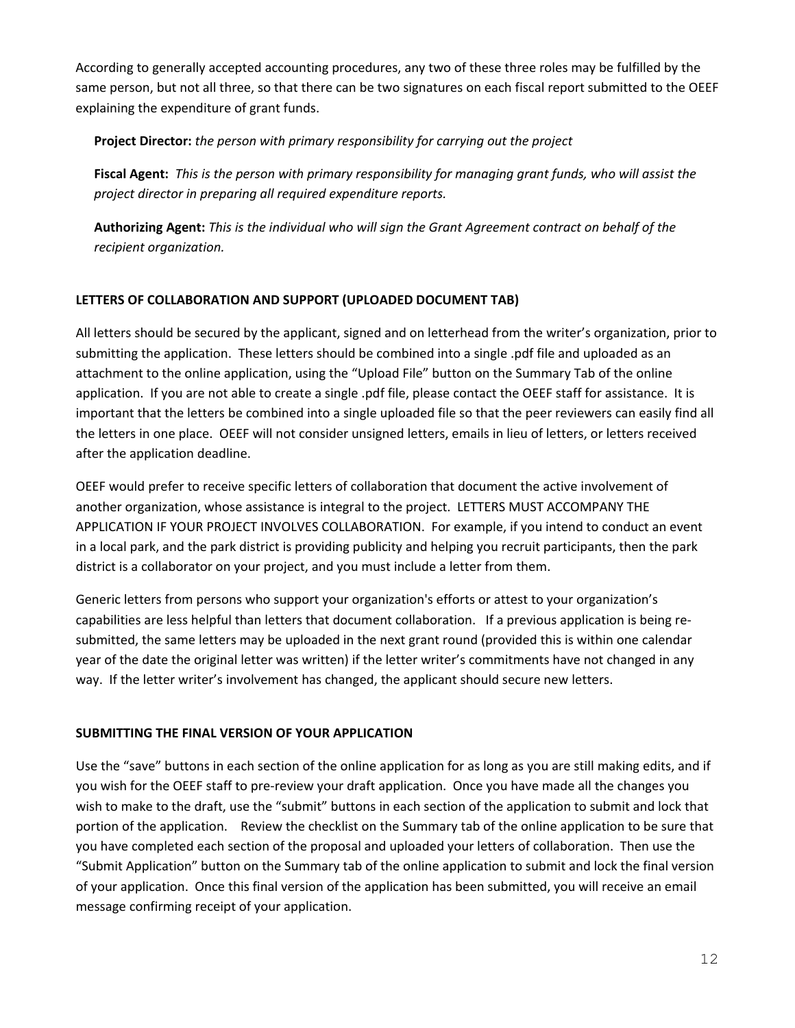According to generally accepted accounting procedures, any two of these three roles may be fulfilled by the same person, but not all three, so that there can be two signatures on each fiscal report submitted to the OEEF explaining the expenditure of grant funds.

**Project Director:** *the person with primary responsibility for carrying out the project*

**Fiscal Agent:** *This is the person with primary responsibility for managing grant funds, who will assist the project director in preparing all required expenditure reports.*

**Authorizing Agent:** *This is the individual who will sign the Grant Agreement contract on behalf of the recipient organization.*

**LETTERS OF COLLABORATION AND SUPPORT (UPLOADED DOCUMENT TAB)**

All letters should be secured by the applicant, signed and on letterhead from the writer's organization, prior to submitting the application. These letters should be combined into a single .pdf file and uploaded as an attachment to the online application, using the "Upload File" button on the Summary Tab of the online application. If you are not able to create a single .pdf file, please contact the OEEF staff for assistance. It is important that the letters be combined into a single uploaded file so that the peer reviewers can easily find all the letters in one place. OEEF will not consider unsigned letters, emails in lieu of letters, or letters received after the application deadline.

OEEF would prefer to receive specific letters of collaboration that document the active involvement of another organization, whose assistance is integral to the project. LETTERS MUST ACCOMPANY THE APPLICATION IF YOUR PROJECT INVOLVES COLLABORATION. For example, if you intend to conduct an event in a local park, and the park district is providing publicity and helping you recruit participants, then the park district is a collaborator on your project, and you must include a letter from them.

Generic letters from persons who support your organization's efforts or attest to your organization's capabilities are less helpful than letters that document collaboration. If a previous application is being re-submitted, the same letters may be uploaded in the next grant round (provided this is within one calendar year of the date the original letter was written) if the letter writer's commitments have not changed in any way. If the letter writer's involvement has changed, the applicant should secure new letters.

**SUBMITTING THE FINAL VERSION OF YOUR APPLICATION**

Use the "save" buttons in each section of the online application for as long as you are still making edits, and if you wish for the OEEF staff to pre-review your draft application. Once you have made all the changes you wish to make to the draft, use the "submit" buttons in each section of the application to submit and lock that portion of the application. Review the checklist on the Summary tab of the online application to be sure that you have completed each section of the proposal and uploaded your letters of collaboration. Then use the "Submit Application" button on the Summary tab of the online application to submit and lock the final version of your application. Once this final version of the application has been submitted, you will receive an email message confirming receipt of your application.